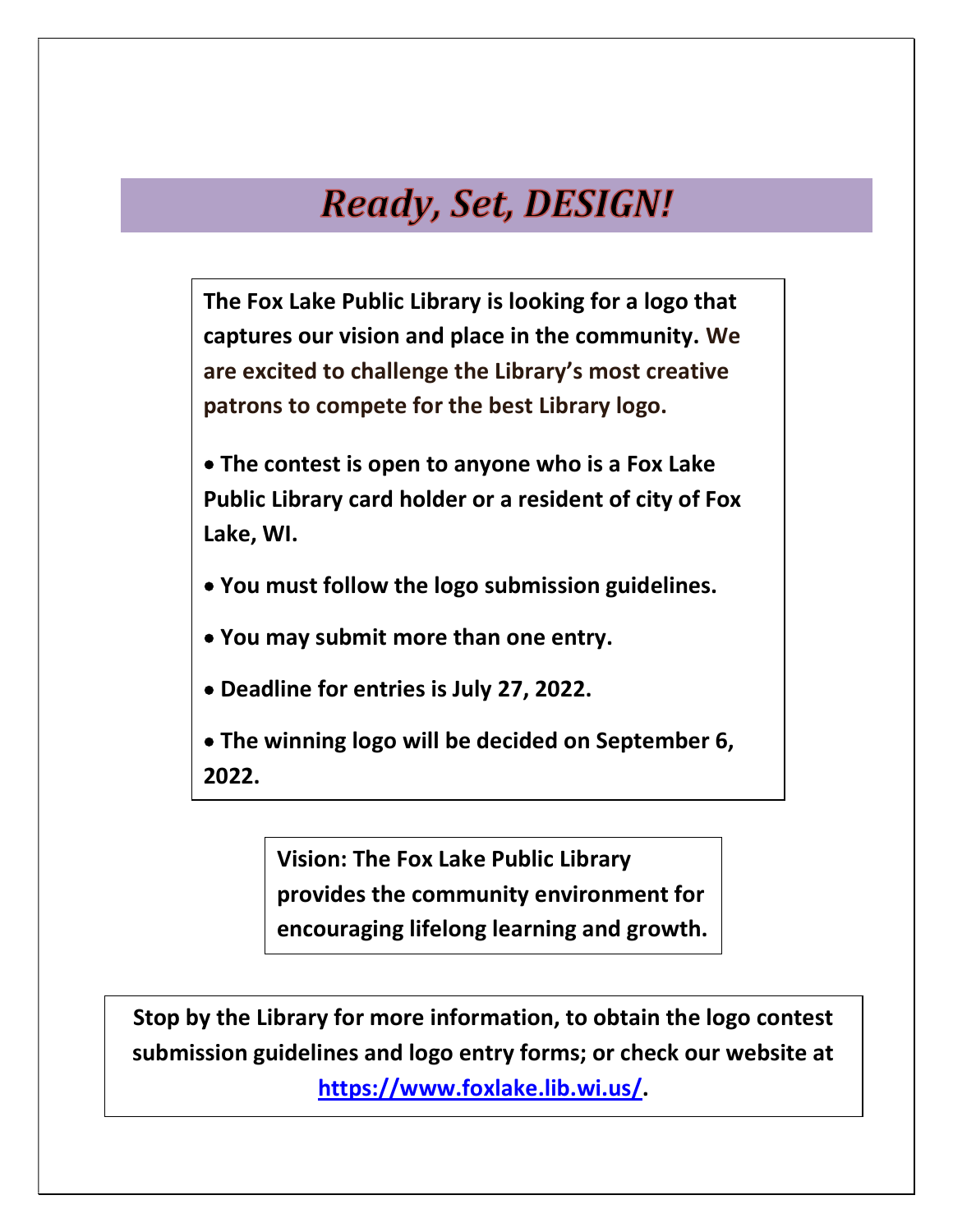# *Ready, Set, DESIGN!*

**The Fox Lake Public Library is looking for a logo that captures our vision and place in the community. We are excited to challenge the Library's most creative patrons to compete for the best Library logo.**

- **The contest is open to anyone who is a Fox Lake Public Library card holder or a resident of city of Fox Lake, WI.**
- **You must follow the logo submission guidelines.**
- **You may submit more than one entry.**
- **Deadline for entries is July 27, 2022.**
- **The winning logo will be decided on September 6, 2022.**

**Vision: The Fox Lake Public Library provides the community environment for encouraging lifelong learning and growth.**

**Stop by the Library for more information, to obtain the logo contest submission guidelines and logo entry forms; or check our website at [https://www.foxlake.lib.wi.us/](https://www.foxlake.lib.wi.us/).**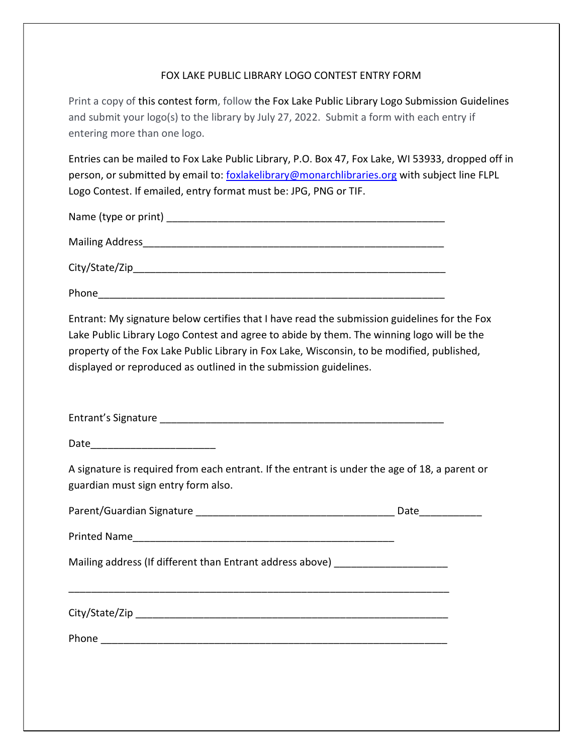# FOX LAKE PUBLIC LIBRARY LOGO CONTEST ENTRY FORM

Print a copy of this contest form, follow the Fox Lake Public Library Logo Submission Guidelines and submit your logo(s) to the library by July 27, 2022. Submit a form with each entry if entering more than one logo.

Entries can be mailed to Fox Lake Public Library, P.O. Box 47, Fox Lake, WI 53933, dropped off in person, or submitted by email to: foxlakelibrary@monarchlibraries.org with subject line FLPL Logo Contest. If emailed, entry format must be: JPG, PNG or TIF.

Name (type or print) ___________________________________________________

Mailing Address_______________________________________________________

City/State/Zip_________________________________________________________

Phone_______________________________________________________________

Entrant: My signature below certifies that I have read the submission guidelines for the Fox Lake Public Library Logo Contest and agree to abide by them. The winning logo will be the property of the Fox Lake Public Library in Fox Lake, Wisconsin, to be modified, published, displayed or reproduced as outlined in the submission guidelines.

Entrant's Signature ___________________________________________________

Date______________________

A signature is required from each entrant. If the entrant is under the age of 18, a parent or guardian must sign entry form also.

Parent/Guardian Signature ___________________________________ Date___________

Printed Name_______________________________________________

Mailing address (If different than Entrant address above) ____________________

_____________________________________________________________________

City/State/Zip ___________________________________________________________

Phone _________________________________________________________________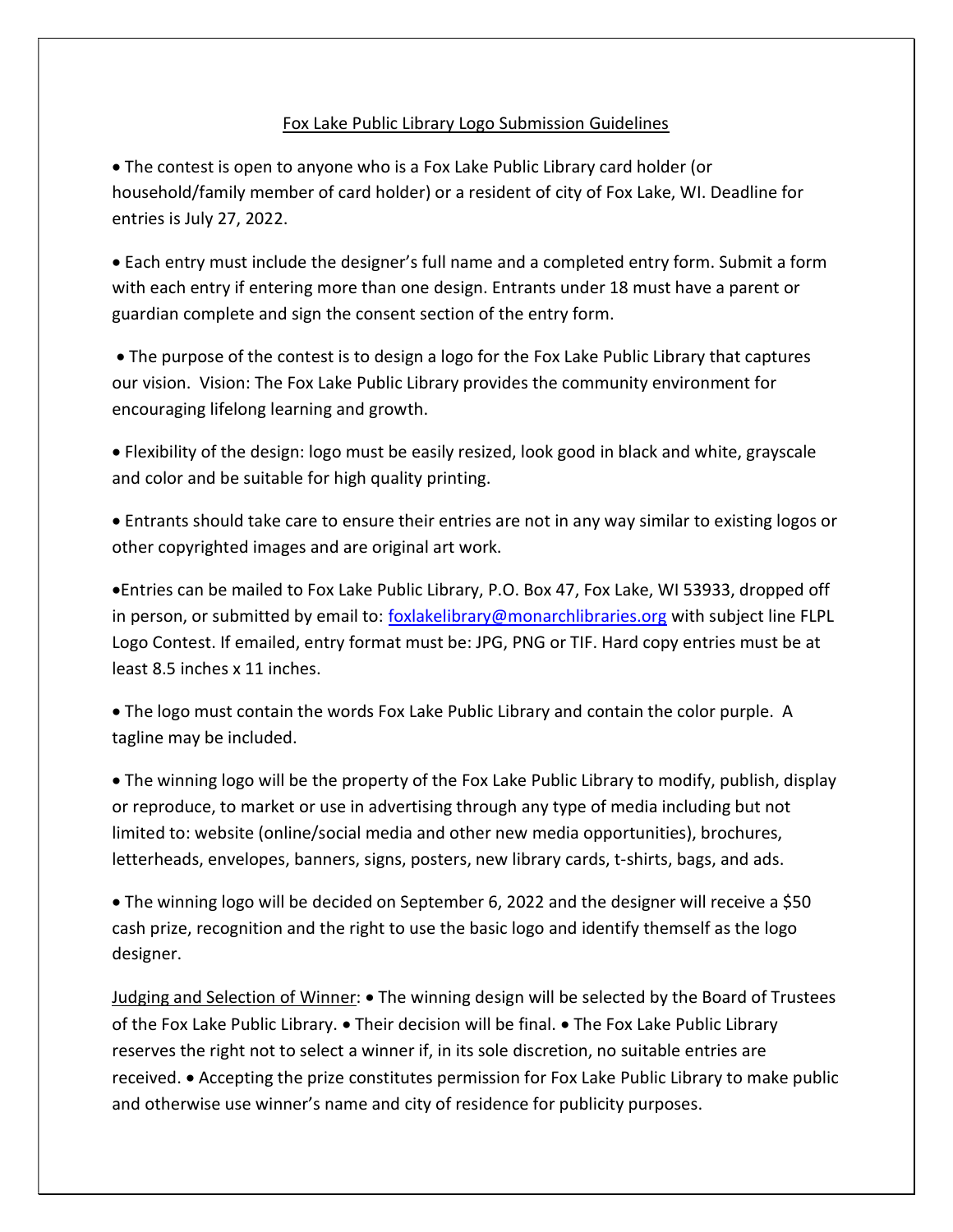## Fox Lake Public Library Logo Submission Guidelines

- The contest is open to anyone who is a Fox Lake Public Library card holder (or household/family member of card holder) or a resident of city of Fox Lake, WI. Deadline for entries is July 27, 2022.

- Each entry must include the designer's full name and a completed entry form. Submit a form with each entry if entering more than one design. Entrants under 18 must have a parent or guardian complete and sign the consent section of the entry form.

- The purpose of the contest is to design a logo for the Fox Lake Public Library that captures our vision. Vision: The Fox Lake Public Library provides the community environment for encouraging lifelong learning and growth.

- Flexibility of the design: logo must be easily resized, look good in black and white, grayscale and color and be suitable for high quality printing.

- Entrants should take care to ensure their entries are not in any way similar to existing logos or other copyrighted images and are original art work.

- Entries can be mailed to Fox Lake Public Library, P.O. Box 47, Fox Lake, WI 53933, dropped off in person, or submitted by email to: foxlakelibrary@monarchlibraries.org with subject line FLPL Logo Contest. If emailed, entry format must be: JPG, PNG or TIF. Hard copy entries must be at least 8.5 inches x 11 inches.

- The logo must contain the words Fox Lake Public Library and contain the color purple. A tagline may be included.

- The winning logo will be the property of the Fox Lake Public Library to modify, publish, display or reproduce, to market or use in advertising through any type of media including but not limited to: website (online/social media and other new media opportunities), brochures, letterheads, envelopes, banners, signs, posters, new library cards, t-shirts, bags, and ads.

- The winning logo will be decided on September 6, 2022 and the designer will receive a $50 cash prize, recognition and the right to use the basic logo and identify themself as the logo designer.

Judging and Selection of Winner: • The winning design will be selected by the Board of Trustees of the Fox Lake Public Library. • Their decision will be final. • The Fox Lake Public Library reserves the right not to select a winner if, in its sole discretion, no suitable entries are received. • Accepting the prize constitutes permission for Fox Lake Public Library to make public and otherwise use winner's name and city of residence for publicity purposes.